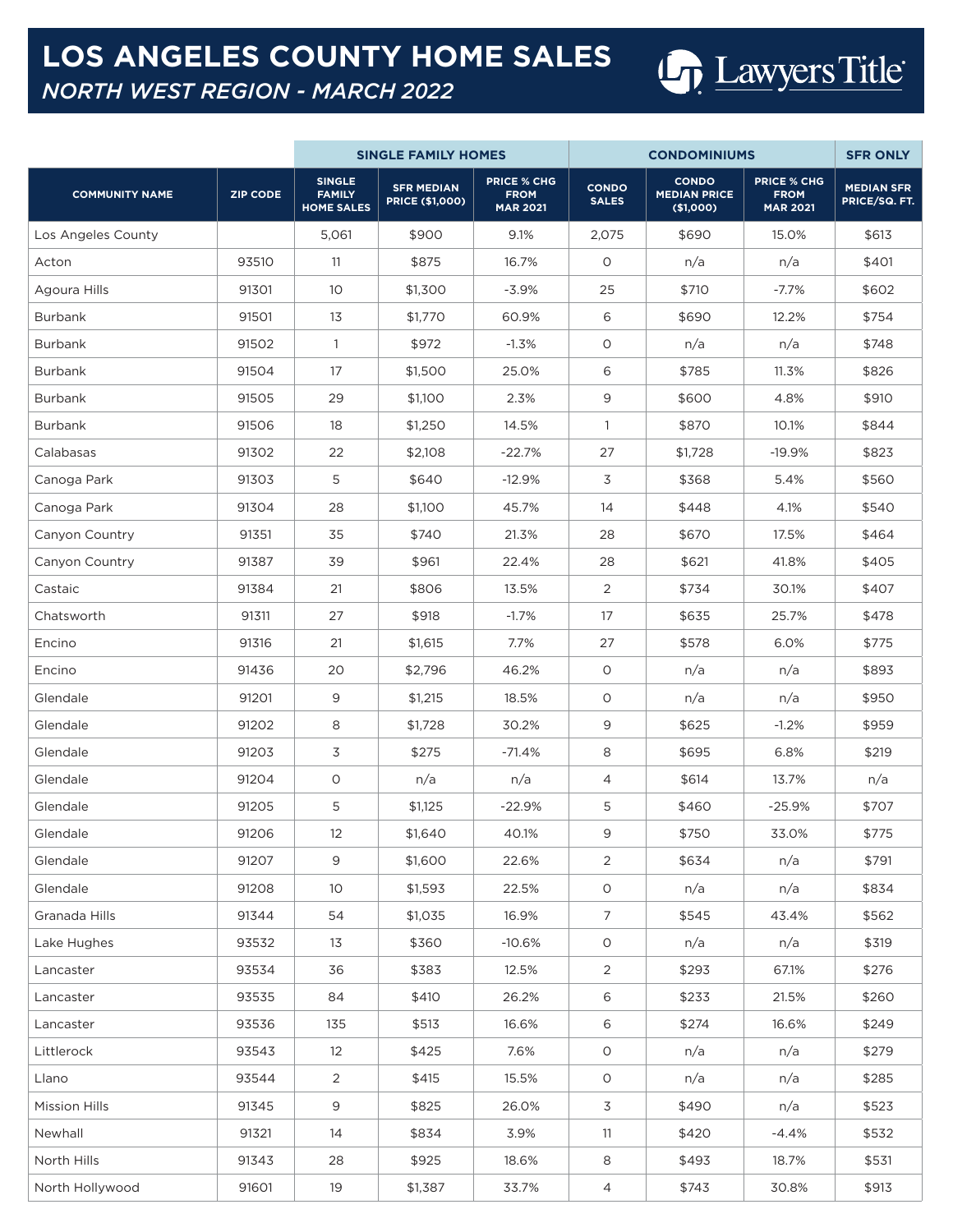# LOS ANGELES COUNTY HOME SALES

## *NORTH WEST REGION - MARCH 2022*

Lawyers Title

| | | SINGLE FAMILY HOMES | | | CONDOMINIUMS | | | SFR ONLY |
|---|---|---|---|---|---|---|---|---|
| **COMMUNITY NAME** | **ZIP CODE** | **SINGLE FAMILY HOME SALES** | **SFR MEDIAN PRICE ($1,000)** | **PRICE % CHG FROM MAR 2021** | **CONDO SALES** | **CONDO MEDIAN PRICE ($1,000)** | **PRICE % CHG FROM MAR 2021** | **MEDIAN SFR PRICE/SQ. FT.** |
| Los Angeles County | | 5,061 | $900 | 9.1% | 2,075 | $690 | 15.0% | $613 |
| Acton | 93510 | 11 | $875 | 16.7% | 0 | n/a | n/a | $401 |
| Agoura Hills | 91301 | 10 | $1,300 | -3.9% | 25 | $710 | -7.7% | $602 |
| Burbank | 91501 | 13 | $1,770 | 60.9% | 6 | $690 | 12.2% | $754 |
| Burbank | 91502 | 1 | $972 | -1.3% | 0 | n/a | n/a | $748 |
| Burbank | 91504 | 17 | $1,500 | 25.0% | 6 | $785 | 11.3% | $826 |
| Burbank | 91505 | 29 | $1,100 | 2.3% | 9 | $600 | 4.8% | $910 |
| Burbank | 91506 | 18 | $1,250 | 14.5% | 1 | $870 | 10.1% | $844 |
| Calabasas | 91302 | 22 | $2,108 | -22.7% | 27 | $1,728 | -19.9% | $823 |
| Canoga Park | 91303 | 5 | $640 | -12.9% | 3 | $368 | 5.4% | $560 |
| Canoga Park | 91304 | 28 | $1,100 | 45.7% | 14 | $448 | 4.1% | $540 |
| Canyon Country | 91351 | 35 | $740 | 21.3% | 28 | $670 | 17.5% | $464 |
| Canyon Country | 91387 | 39 | $961 | 22.4% | 28 | $621 | 41.8% | $405 |
| Castaic | 91384 | 21 | $806 | 13.5% | 2 | $734 | 30.1% | $407 |
| Chatsworth | 91311 | 27 | $918 | -1.7% | 17 | $635 | 25.7% | $478 |
| Encino | 91316 | 21 | $1,615 | 7.7% | 27 | $578 | 6.0% | $775 |
| Encino | 91436 | 20 | $2,796 | 46.2% | 0 | n/a | n/a | $893 |
| Glendale | 91201 | 9 | $1,215 | 18.5% | 0 | n/a | n/a | $950 |
| Glendale | 91202 | 8 | $1,728 | 30.2% | 9 | $625 | -1.2% | $959 |
| Glendale | 91203 | 3 | $275 | -71.4% | 8 | $695 | 6.8% | $219 |
| Glendale | 91204 | 0 | n/a | n/a | 4 | $614 | 13.7% | n/a |
| Glendale | 91205 | 5 | $1,125 | -22.9% | 5 | $460 | -25.9% | $707 |
| Glendale | 91206 | 12 | $1,640 | 40.1% | 9 | $750 | 33.0% | $775 |
| Glendale | 91207 | 9 | $1,600 | 22.6% | 2 | $634 | n/a | $791 |
| Glendale | 91208 | 10 | $1,593 | 22.5% | 0 | n/a | n/a | $834 |
| Granada Hills | 91344 | 54 | $1,035 | 16.9% | 7 | $545 | 43.4% | $562 |
| Lake Hughes | 93532 | 13 | $360 | -10.6% | 0 | n/a | n/a | $319 |
| Lancaster | 93534 | 36 | $383 | 12.5% | 2 | $293 | 67.1% | $276 |
| Lancaster | 93535 | 84 | $410 | 26.2% | 6 | $233 | 21.5% | $260 |
| Lancaster | 93536 | 135 | $513 | 16.6% | 6 | $274 | 16.6% | $249 |
| Littlerock | 93543 | 12 | $425 | 7.6% | 0 | n/a | n/a | $279 |
| Llano | 93544 | 2 | $415 | 15.5% | 0 | n/a | n/a | $285 |
| Mission Hills | 91345 | 9 | $825 | 26.0% | 3 | $490 | n/a | $523 |
| Newhall | 91321 | 14 | $834 | 3.9% | 11 | $420 | -4.4% | $532 |
| North Hills | 91343 | 28 | $925 | 18.6% | 8 | $493 | 18.7% | $531 |
| North Hollywood | 91601 | 19 | $1,387 | 33.7% | 4 | $743 | 30.8% | $913 |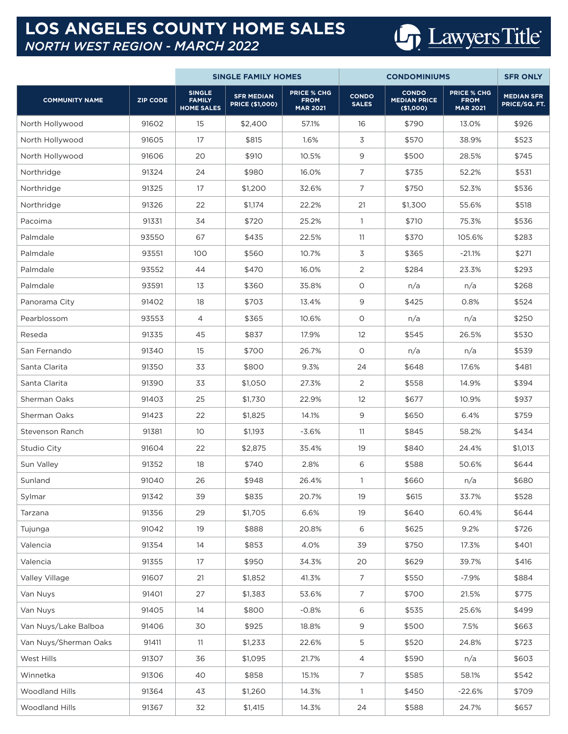# LOS ANGELES COUNTY HOME SALES

## *NORTH WEST REGION - MARCH 2022*

Lawyers Title

| | | SINGLE FAMILY HOMES | | | CONDOMINIUMS | | | SFR ONLY |
|---|---|---|---|---|---|---|---|---|
| **COMMUNITY NAME** | **ZIP CODE** | **SINGLE FAMILY HOME SALES** | **SFR MEDIAN PRICE ($1,000)** | **PRICE % CHG FROM MAR 2021** | **CONDO SALES** | **CONDO MEDIAN PRICE ($1,000)** | **PRICE % CHG FROM MAR 2021** | **MEDIAN SFR PRICE/SQ. FT.** |
| North Hollywood | 91602 | 15 | $2,400 | 57.1% | 16 | $790 | 13.0% | $926 |
| North Hollywood | 91605 | 17 | $815 | 1.6% | 3 | $570 | 38.9% | $523 |
| North Hollywood | 91606 | 20 | $910 | 10.5% | 9 | $500 | 28.5% | $745 |
| Northridge | 91324 | 24 | $980 | 16.0% | 7 | $735 | 52.2% | $531 |
| Northridge | 91325 | 17 | $1,200 | 32.6% | 7 | $750 | 52.3% | $536 |
| Northridge | 91326 | 22 | $1,174 | 22.2% | 21 | $1,300 | 55.6% | $518 |
| Pacoima | 91331 | 34 | $720 | 25.2% | 1 | $710 | 75.3% | $536 |
| Palmdale | 93550 | 67 | $435 | 22.5% | 11 | $370 | 105.6% | $283 |
| Palmdale | 93551 | 100 | $560 | 10.7% | 3 | $365 | -21.1% | $271 |
| Palmdale | 93552 | 44 | $470 | 16.0% | 2 | $284 | 23.3% | $293 |
| Palmdale | 93591 | 13 | $360 | 35.8% | 0 | n/a | n/a | $268 |
| Panorama City | 91402 | 18 | $703 | 13.4% | 9 | $425 | 0.8% | $524 |
| Pearblossom | 93553 | 4 | $365 | 10.6% | 0 | n/a | n/a | $250 |
| Reseda | 91335 | 45 | $837 | 17.9% | 12 | $545 | 26.5% | $530 |
| San Fernando | 91340 | 15 | $700 | 26.7% | 0 | n/a | n/a | $539 |
| Santa Clarita | 91350 | 33 | $800 | 9.3% | 24 | $648 | 17.6% | $481 |
| Santa Clarita | 91390 | 33 | $1,050 | 27.3% | 2 | $558 | 14.9% | $394 |
| Sherman Oaks | 91403 | 25 | $1,730 | 22.9% | 12 | $677 | 10.9% | $937 |
| Sherman Oaks | 91423 | 22 | $1,825 | 14.1% | 9 | $650 | 6.4% | $759 |
| Stevenson Ranch | 91381 | 10 | $1,193 | -3.6% | 11 | $845 | 58.2% | $434 |
| Studio City | 91604 | 22 | $2,875 | 35.4% | 19 | $840 | 24.4% | $1,013 |
| Sun Valley | 91352 | 18 | $740 | 2.8% | 6 | $588 | 50.6% | $644 |
| Sunland | 91040 | 26 | $948 | 26.4% | 1 | $660 | n/a | $680 |
| Sylmar | 91342 | 39 | $835 | 20.7% | 19 | $615 | 33.7% | $528 |
| Tarzana | 91356 | 29 | $1,705 | 6.6% | 19 | $640 | 60.4% | $644 |
| Tujunga | 91042 | 19 | $888 | 20.8% | 6 | $625 | 9.2% | $726 |
| Valencia | 91354 | 14 | $853 | 4.0% | 39 | $750 | 17.3% | $401 |
| Valencia | 91355 | 17 | $950 | 34.3% | 20 | $629 | 39.7% | $416 |
| Valley Village | 91607 | 21 | $1,852 | 41.3% | 7 | $550 | -7.9% | $884 |
| Van Nuys | 91401 | 27 | $1,383 | 53.6% | 7 | $700 | 21.5% | $775 |
| Van Nuys | 91405 | 14 | $800 | -0.8% | 6 | $535 | 25.6% | $499 |
| Van Nuys/Lake Balboa | 91406 | 30 | $925 | 18.8% | 9 | $500 | 7.5% | $663 |
| Van Nuys/Sherman Oaks | 91411 | 11 | $1,233 | 22.6% | 5 | $520 | 24.8% | $723 |
| West Hills | 91307 | 36 | $1,095 | 21.7% | 4 | $590 | n/a | $603 |
| Winnetka | 91306 | 40 | $858 | 15.1% | 7 | $585 | 58.1% | $542 |
| Woodland Hills | 91364 | 43 | $1,260 | 14.3% | 1 | $450 | -22.6% | $709 |
| Woodland Hills | 91367 | 32 | $1,415 | 14.3% | 24 | $588 | 24.7% | $657 |